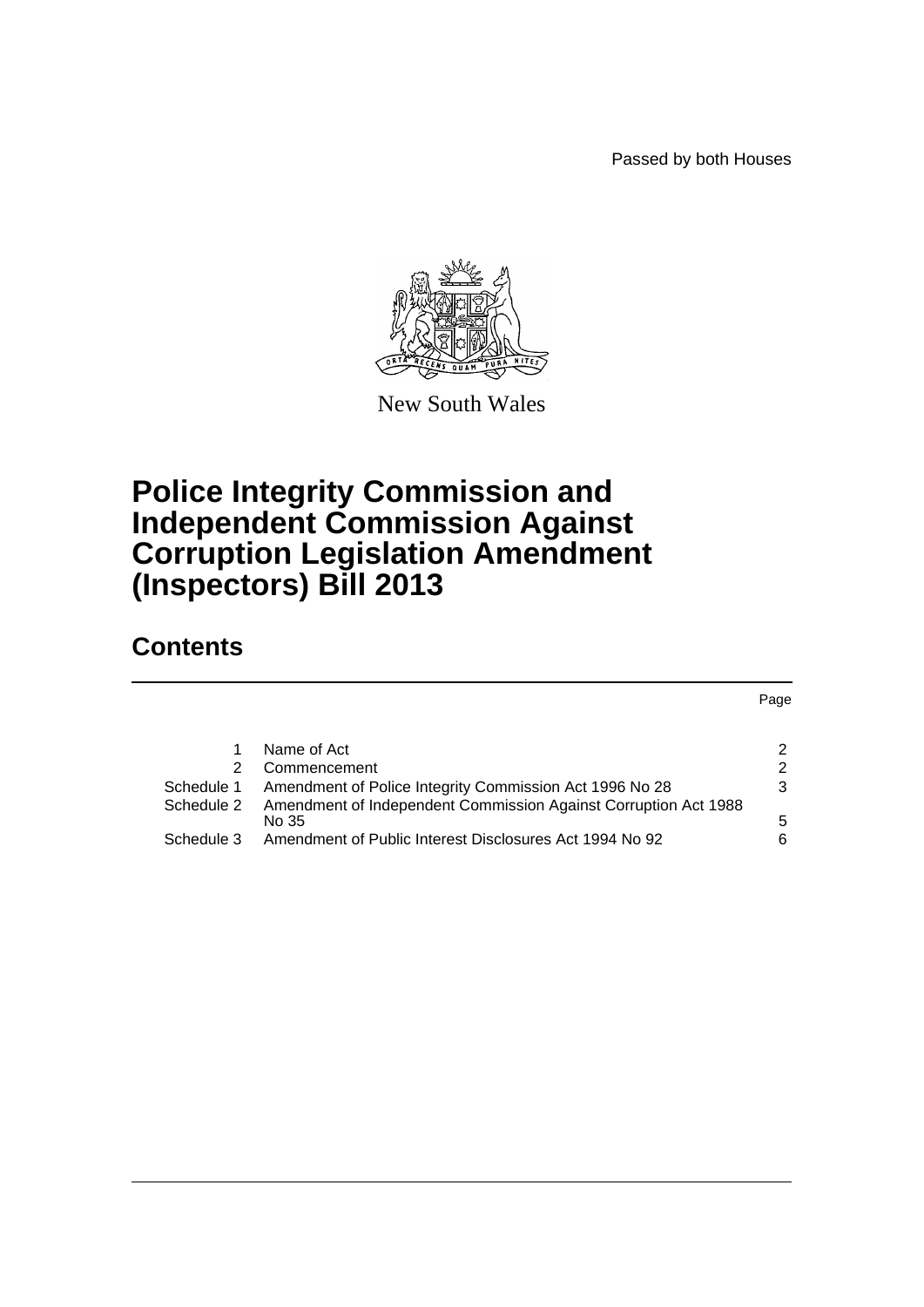Passed by both Houses

New South Wales

# Police Integrity Commission and Independent Commission Against Corruption Legislation Amendment (Inspectors) Bill 2013

## Contents

| | | Page |
|---|---|---|
| 1 | Name of Act | 2 |
| 2 | Commencement | 2 |
| Schedule 1 | Amendment of Police Integrity Commission Act 1996 No 28 | 3 |
| Schedule 2 | Amendment of Independent Commission Against Corruption Act 1988 No 35 | 5 |
| Schedule 3 | Amendment of Public Interest Disclosures Act 1994 No 92 | 6 |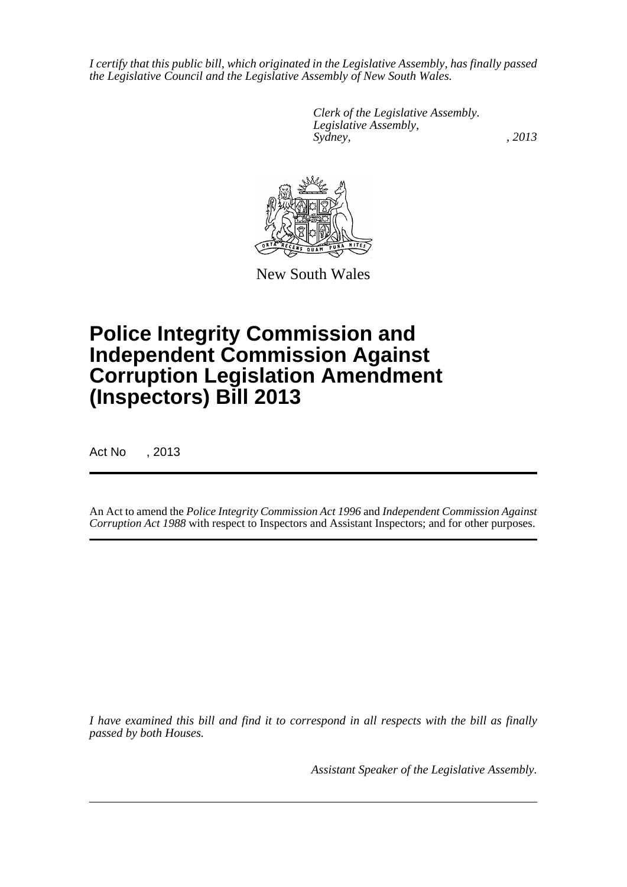*I certify that this public bill, which originated in the Legislative Assembly, has finally passed the Legislative Council and the Legislative Assembly of New South Wales.*

*Clerk of the Legislative Assembly.*
*Legislative Assembly,*
*Sydney, , 2013*

New South Wales

# Police Integrity Commission and Independent Commission Against Corruption Legislation Amendment (Inspectors) Bill 2013

Act No , 2013

An Act to amend the *Police Integrity Commission Act 1996* and *Independent Commission Against Corruption Act 1988* with respect to Inspectors and Assistant Inspectors; and for other purposes.

*I have examined this bill and find it to correspond in all respects with the bill as finally passed by both Houses.*

*Assistant Speaker of the Legislative Assembly.*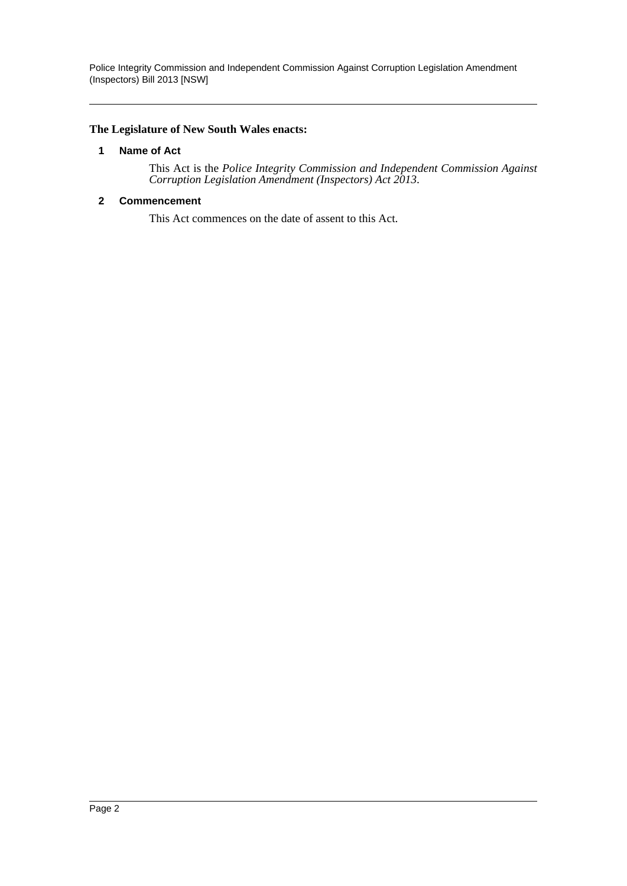**The Legislature of New South Wales enacts:**

### 1 Name of Act

This Act is the *Police Integrity Commission and Independent Commission Against Corruption Legislation Amendment (Inspectors) Act 2013*.

### 2 Commencement

This Act commences on the date of assent to this Act.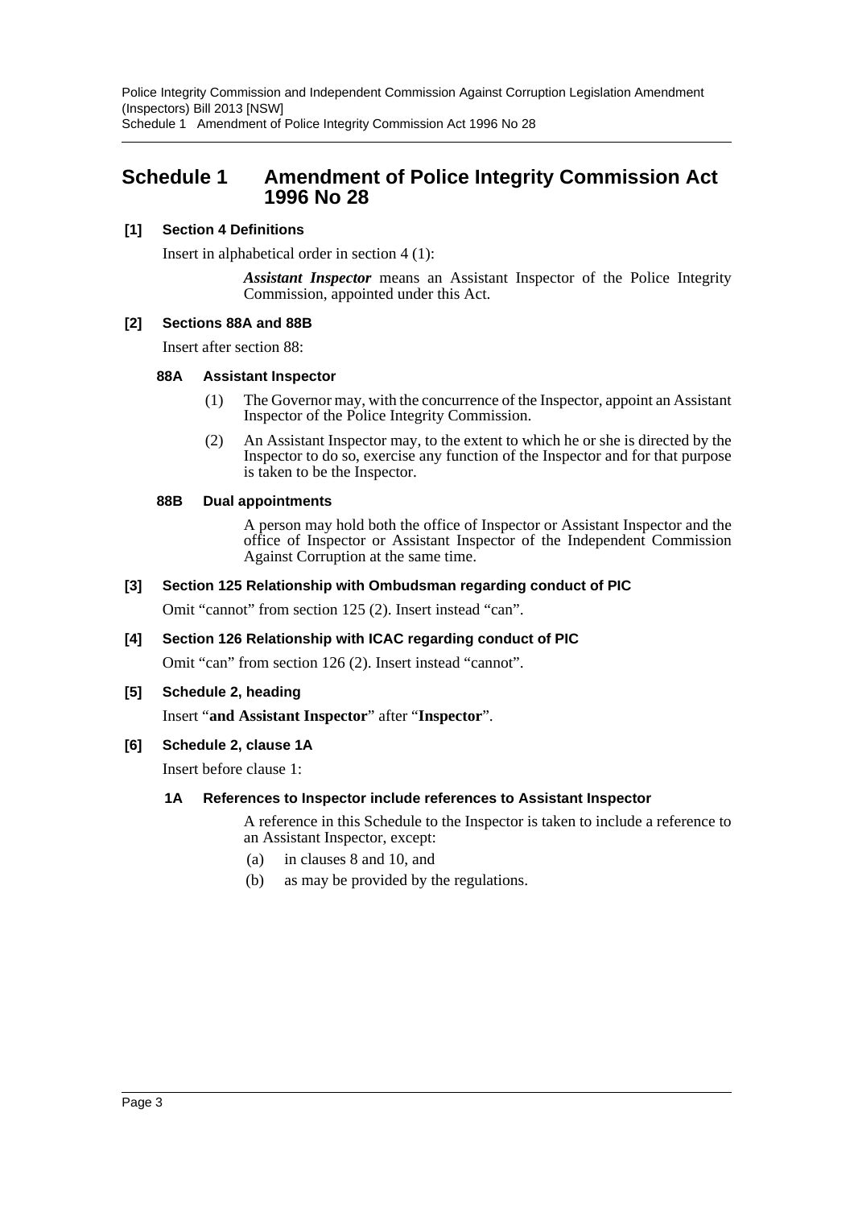# Schedule 1 Amendment of Police Integrity Commission Act 1996 No 28

### [1] Section 4 Definitions

Insert in alphabetical order in section 4 (1):

> ***Assistant Inspector*** means an Assistant Inspector of the Police Integrity Commission, appointed under this Act.

### [2] Sections 88A and 88B

Insert after section 88:

#### 88A Assistant Inspector

(1) The Governor may, with the concurrence of the Inspector, appoint an Assistant Inspector of the Police Integrity Commission.

(2) An Assistant Inspector may, to the extent to which he or she is directed by the Inspector to do so, exercise any function of the Inspector and for that purpose is taken to be the Inspector.

#### 88B Dual appointments

A person may hold both the office of Inspector or Assistant Inspector and the office of Inspector or Assistant Inspector of the Independent Commission Against Corruption at the same time.

### [3] Section 125 Relationship with Ombudsman regarding conduct of PIC

Omit "cannot" from section 125 (2). Insert instead "can".

### [4] Section 126 Relationship with ICAC regarding conduct of PIC

Omit "can" from section 126 (2). Insert instead "cannot".

### [5] Schedule 2, heading

Insert "**and Assistant Inspector**" after "**Inspector**".

### [6] Schedule 2, clause 1A

Insert before clause 1:

#### 1A References to Inspector include references to Assistant Inspector

A reference in this Schedule to the Inspector is taken to include a reference to an Assistant Inspector, except:

(a) in clauses 8 and 10, and

(b) as may be provided by the regulations.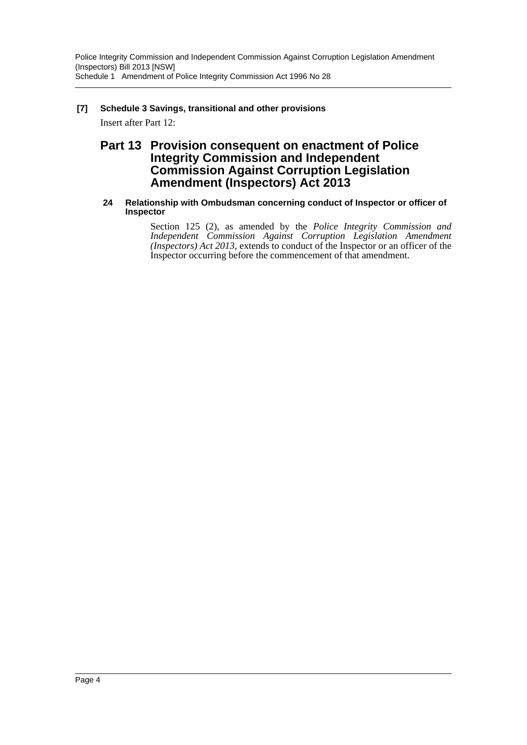**[7] Schedule 3 Savings, transitional and other provisions**

Insert after Part 12:

## Part 13 Provision consequent on enactment of Police Integrity Commission and Independent Commission Against Corruption Legislation Amendment (Inspectors) Act 2013

### 24 Relationship with Ombudsman concerning conduct of Inspector or officer of Inspector

Section 125 (2), as amended by the *Police Integrity Commission and Independent Commission Against Corruption Legislation Amendment (Inspectors) Act 2013*, extends to conduct of the Inspector or an officer of the Inspector occurring before the commencement of that amendment.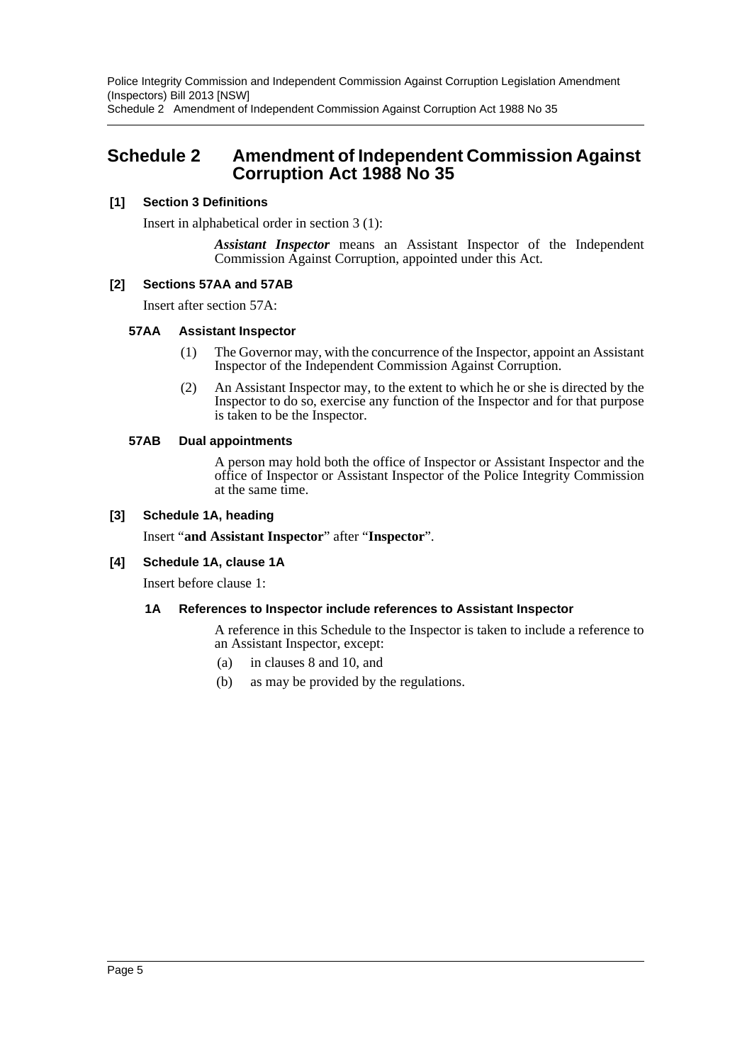## Schedule 2 Amendment of Independent Commission Against Corruption Act 1988 No 35

**[1] Section 3 Definitions**

Insert in alphabetical order in section 3 (1):

> ***Assistant Inspector*** means an Assistant Inspector of the Independent Commission Against Corruption, appointed under this Act.

**[2] Sections 57AA and 57AB**

Insert after section 57A:

**57AA Assistant Inspector**

(1) The Governor may, with the concurrence of the Inspector, appoint an Assistant Inspector of the Independent Commission Against Corruption.

(2) An Assistant Inspector may, to the extent to which he or she is directed by the Inspector to do so, exercise any function of the Inspector and for that purpose is taken to be the Inspector.

**57AB Dual appointments**

A person may hold both the office of Inspector or Assistant Inspector and the office of Inspector or Assistant Inspector of the Police Integrity Commission at the same time.

**[3] Schedule 1A, heading**

Insert "**and Assistant Inspector**" after "**Inspector**".

**[4] Schedule 1A, clause 1A**

Insert before clause 1:

**1A References to Inspector include references to Assistant Inspector**

A reference in this Schedule to the Inspector is taken to include a reference to an Assistant Inspector, except:

(a) in clauses 8 and 10, and

(b) as may be provided by the regulations.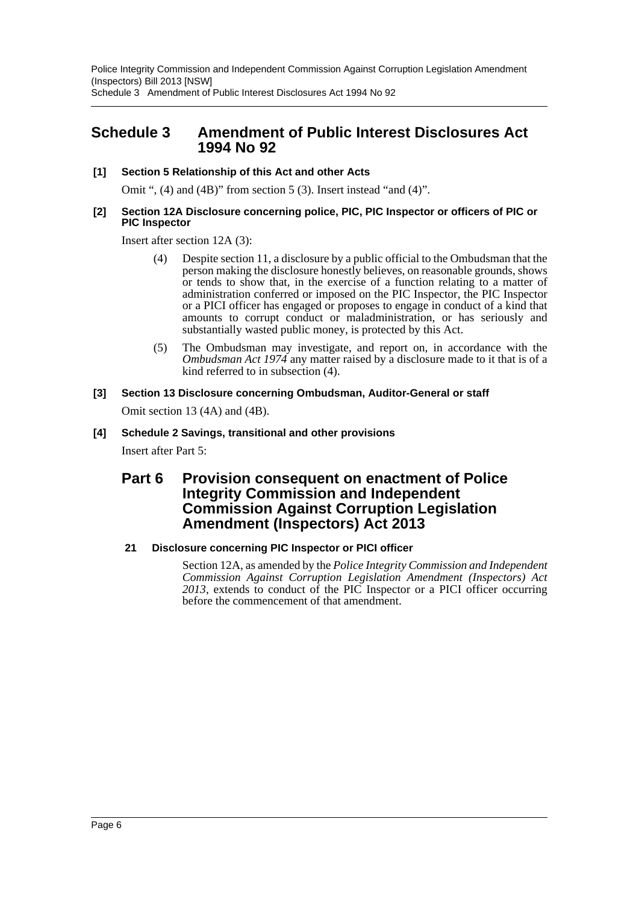## Schedule 3 Amendment of Public Interest Disclosures Act 1994 No 92

**[1] Section 5 Relationship of this Act and other Acts**

Omit ", (4) and (4B)" from section 5 (3). Insert instead "and (4)".

**[2] Section 12A Disclosure concerning police, PIC, PIC Inspector or officers of PIC or PIC Inspector**

Insert after section 12A (3):

(4) Despite section 11, a disclosure by a public official to the Ombudsman that the person making the disclosure honestly believes, on reasonable grounds, shows or tends to show that, in the exercise of a function relating to a matter of administration conferred or imposed on the PIC Inspector, the PIC Inspector or a PICI officer has engaged or proposes to engage in conduct of a kind that amounts to corrupt conduct or maladministration, or has seriously and substantially wasted public money, is protected by this Act.

(5) The Ombudsman may investigate, and report on, in accordance with the *Ombudsman Act 1974* any matter raised by a disclosure made to it that is of a kind referred to in subsection (4).

**[3] Section 13 Disclosure concerning Ombudsman, Auditor-General or staff**

Omit section 13 (4A) and (4B).

**[4] Schedule 2 Savings, transitional and other provisions**

Insert after Part 5:

### Part 6 Provision consequent on enactment of Police Integrity Commission and Independent Commission Against Corruption Legislation Amendment (Inspectors) Act 2013

**21 Disclosure concerning PIC Inspector or PICI officer**

Section 12A, as amended by the *Police Integrity Commission and Independent Commission Against Corruption Legislation Amendment (Inspectors) Act 2013*, extends to conduct of the PIC Inspector or a PICI officer occurring before the commencement of that amendment.